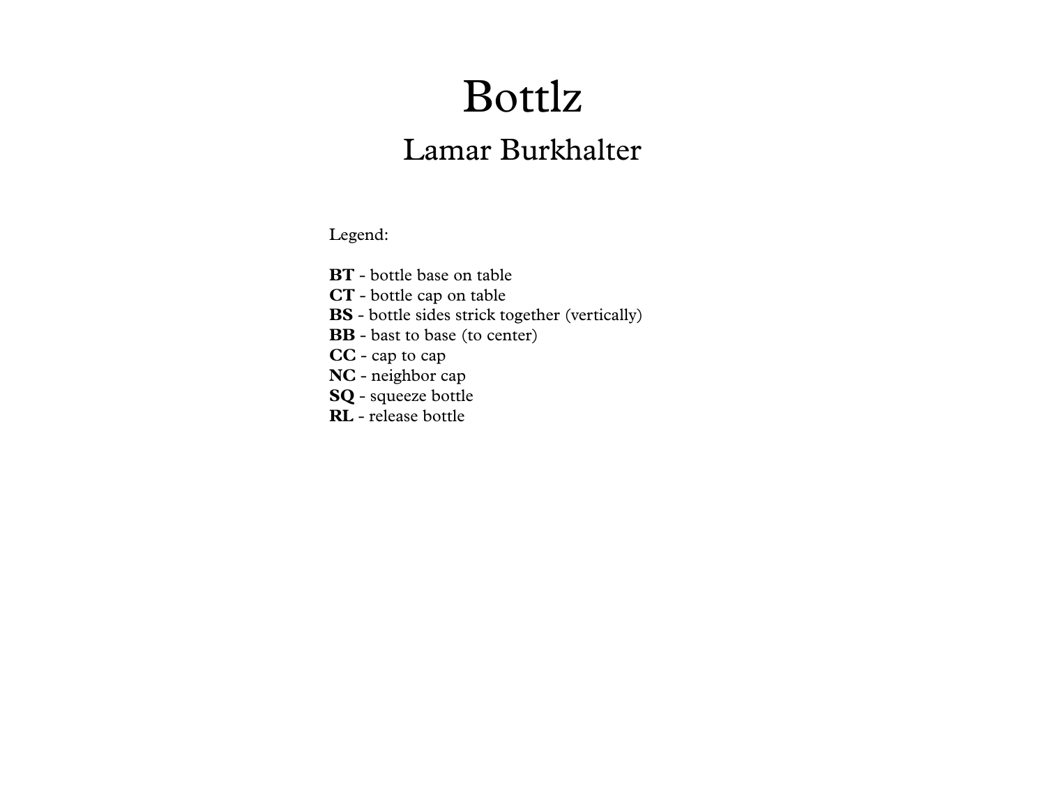# Bottlz

## Lamar Burkhalter

Legend:

**BT** - bottle base on table
**CT** - bottle cap on table
**BS** - bottle sides strick together (vertically)
**BB** - bast to base (to center)
**CC** - cap to cap
**NC** - neighbor cap
**SQ** - squeeze bottle
**RL** - release bottle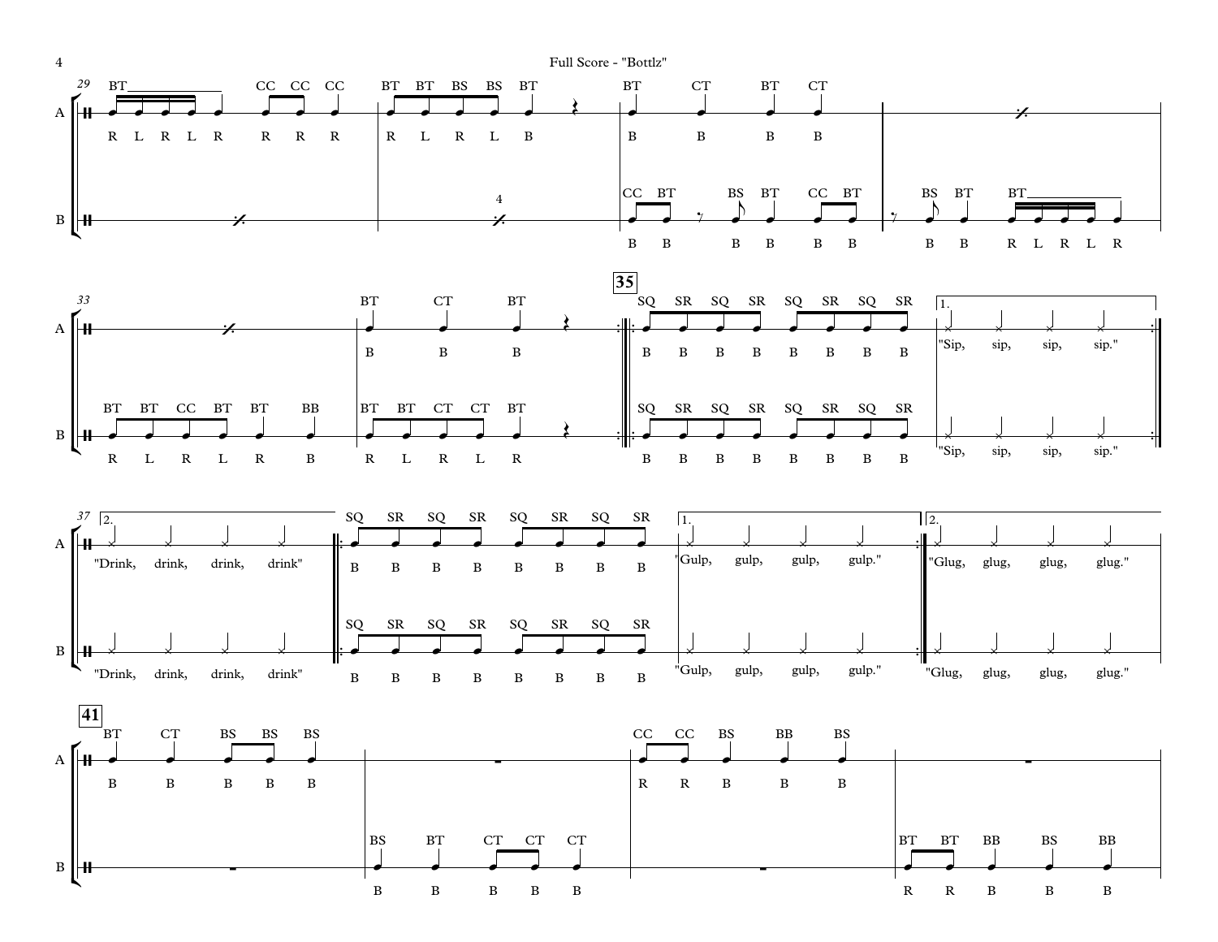**29**

A: BT (R L R L R), CC CC CC (R R R) | BT BT BS BS BT (R L R L B) | BT CT BT CT (B B B B) | %

B: % | % (4) | CC BT, BS BT, CC BT (B B B B B B) | BS BT, BT (B B R L R L R)

**33**

A: % | BT CT BT (B B B) :||

B: BT BT CC BT BT BB (R L R L R B) | BT BT CT CT BT (R L R L R) :||

**35**

A: ||: SQ SR SQ SR SQ SR SQ SR (B B B B B B B B) | 1. "Sip, sip, sip, sip." :||

B: ||: SQ SR SQ SR SQ SR SQ SR (B B B B B B B B) | 1. "Sip, sip, sip, sip." :||

**37**

A: 2. "Drink, drink, drink, drink" ||: SQ SR SQ SR SQ SR SQ SR (B B B B B B B B) | 1. "Gulp, gulp, gulp, gulp." :|| 2. "Glug, glug, glug, glug."

B: 2. "Drink, drink, drink, drink" ||: SQ SR SQ SR SQ SR SQ SR (B B B B B B B B) | 1. "Gulp, gulp, gulp, gulp." :|| 2. "Glug, glug, glug, glug."

**41**

A: BT CT BS BS BS (B B B B B) | rest | CC CC BS BB BS (R R B B B) | rest

B: rest | BS BT CT CT CT (B B B B B) | rest | BT BT BB BS BB (R R B B B)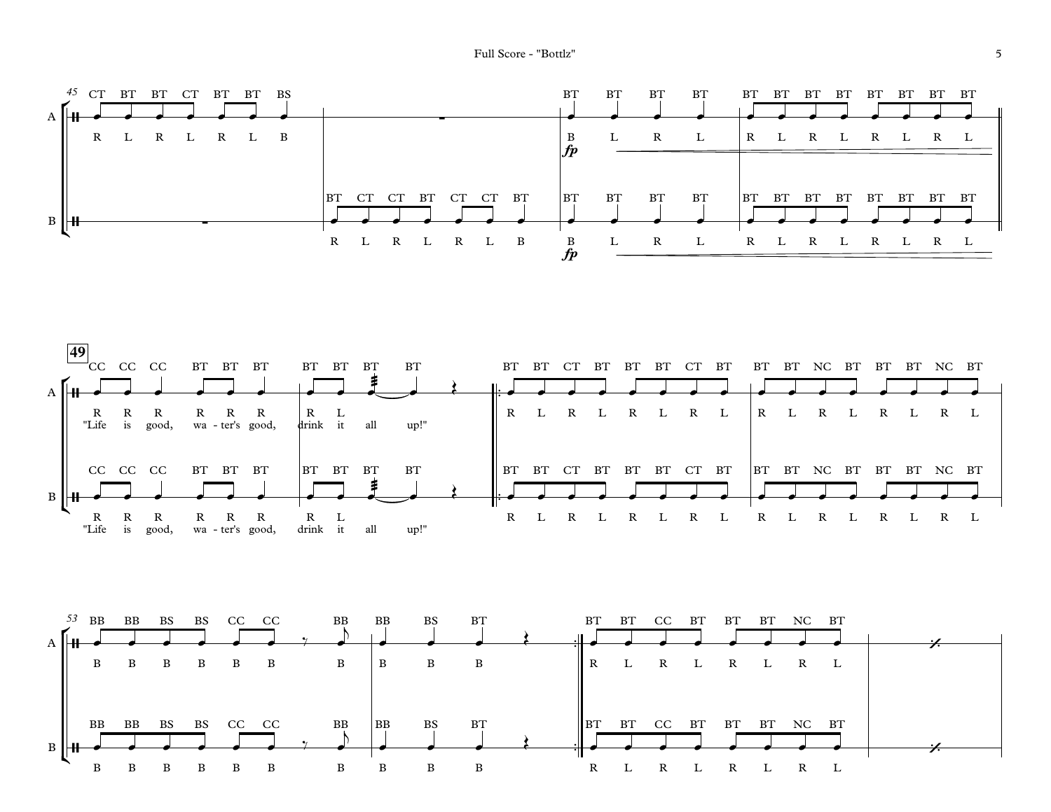45

A: CT BT BT CT BT BT BS — R L R L R L B

B: BT CT CT BT CT CT BT — R L R L R L B

BT BT BT BT — B L R L — *fp*

BT BT BT BT BT BT BT BT — R L R L R L R L

**49**

CC CC CC BT BT BT BT BT BT BT

R R R R R R R L

"Life is good, wa - ter's good, drink it all up!"

BT BT CT BT BT BT CT BT — R L R L R L R L

BT BT NC BT BT BT NC BT — R L R L R L R L

53

BB BB BS BS CC CC BB BB BS BT

B B B B B B B B B B

BT BT CC BT BT BT NC BT — R L R L R L R L